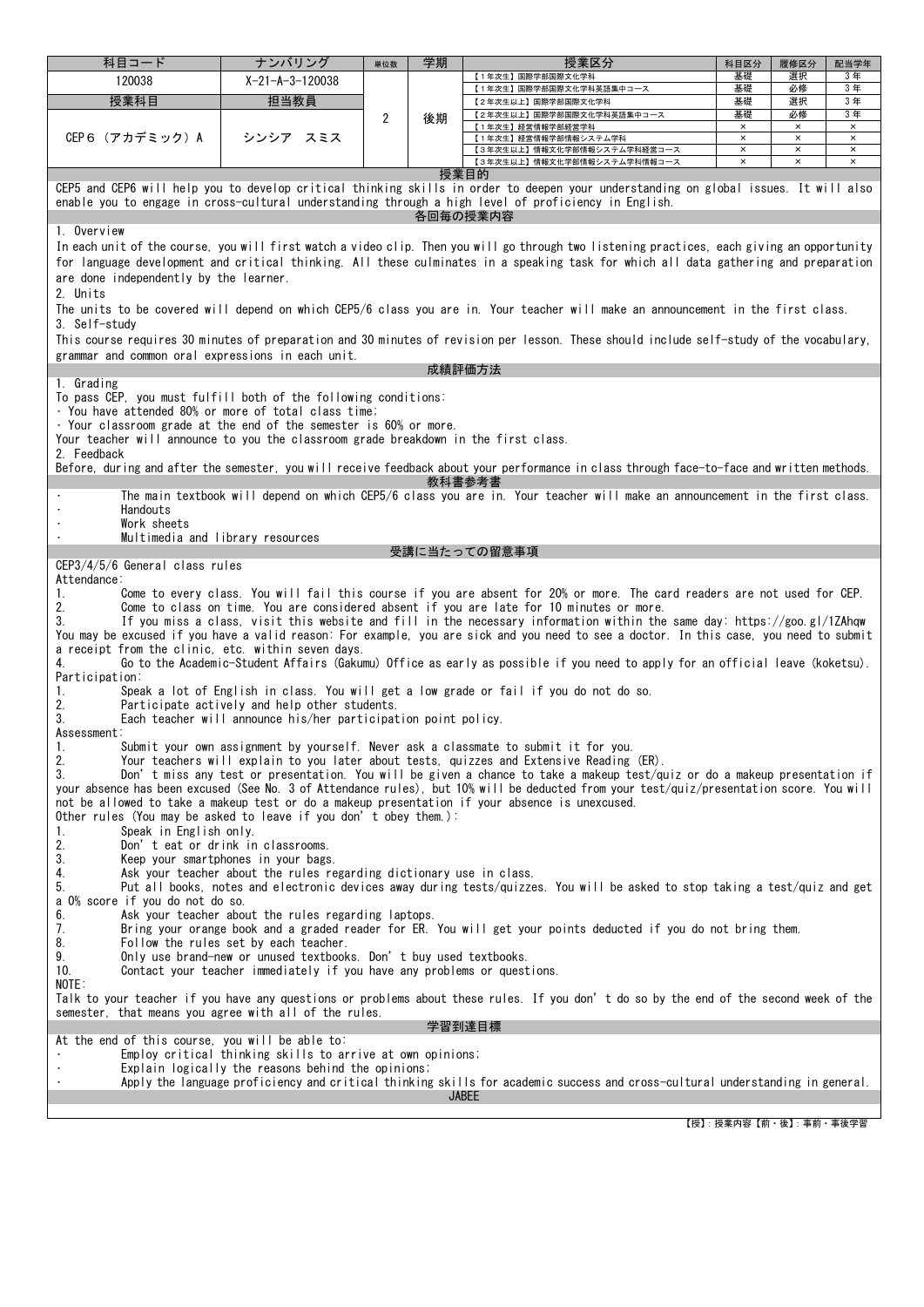| 科目コード | ナンバリング | 単位数 | 学期 | 授業区分 | 科目区分 | 履修区分 | 配当学年 |
|---|---|---|---|---|---|---|---|
| 120038 | X-21-A-3-120038 | 2 | 後期 | 【1年次生】国際学部国際文化学科 | 基礎 | 選択 | 3年 |
| | | | | 【1年次生】国際学部国際文化学科英語集中コース | 基礎 | 必修 | 3年 |
| **授業科目** | **担当教員** | | | 【2年次生以上】国際学部国際文化学科 | 基礎 | 選択 | 3年 |
| CEP6（アカデミック）A | シンシア　スミス | | | 【2年次生以上】国際学部国際文化学科英語集中コース | 基礎 | 必修 | 3年 |
| | | | | 【1年次生】経営情報学部経営学科 | × | × | × |
| | | | | 【1年次生】経営情報学部情報システム学科 | × | × | × |
| | | | | 【3年次生以上】情報文化学部情報システム学科経営コース | × | × | × |
| | | | | 【3年次生以上】情報文化学部情報システム学科情報コース | × | × | × |

## 授業目的

CEP5 and CEP6 will help you to develop critical thinking skills in order to deepen your understanding on global issues. It will also enable you to engage in cross-cultural understanding through a high level of proficiency in English.

## 各回毎の授業内容

1. Overview

In each unit of the course, you will first watch a video clip. Then you will go through two listening practices, each giving an opportunity for language development and critical thinking. All these culminates in a speaking task for which all data gathering and preparation are done independently by the learner.

2. Units

The units to be covered will depend on which CEP5/6 class you are in. Your teacher will make an announcement in the first class.

3. Self-study

This course requires 30 minutes of preparation and 30 minutes of revision per lesson. These should include self-study of the vocabulary, grammar and common oral expressions in each unit.

## 成績評価方法

1. Grading

To pass CEP, you must fulfill both of the following conditions:

・You have attended 80% or more of total class time;
・Your classroom grade at the end of the semester is 60% or more.

Your teacher will announce to you the classroom grade breakdown in the first class.

2. Feedback

Before, during and after the semester, you will receive feedback about your performance in class through face-to-face and written methods.

## 教科書参考書

- The main textbook will depend on which CEP5/6 class you are in. Your teacher will make an announcement in the first class.
- Handouts
- Work sheets
- Multimedia and library resources

## 受講に当たっての留意事項

CEP3/4/5/6 General class rules

Attendance:

1. Come to every class. You will fail this course if you are absent for 20% or more. The card readers are not used for CEP.
2. Come to class on time. You are considered absent if you are late for 10 minutes or more.
3. If you miss a class, visit this website and fill in the necessary information within the same day: https://goo.gl/1ZAhqw You may be excused if you have a valid reason: For example, you are sick and you need to see a doctor. In this case, you need to submit a receipt from the clinic, etc. within seven days.
4. Go to the Academic-Student Affairs (Gakumu) Office as early as possible if you need to apply for an official leave (koketsu).

Participation:

1. Speak a lot of English in class. You will get a low grade or fail if you do not do so.
2. Participate actively and help other students.
3. Each teacher will announce his/her participation point policy.

Assessment:

1. Submit your own assignment by yourself. Never ask a classmate to submit it for you.
2. Your teachers will explain to you later about tests, quizzes and Extensive Reading (ER).
3. Don't miss any test or presentation. You will be given a chance to take a makeup test/quiz or do a makeup presentation if your absence has been excused (See No. 3 of Attendance rules), but 10% will be deducted from your test/quiz/presentation score. You will not be allowed to take a makeup test or do a makeup presentation if your absence is unexcused.

Other rules (You may be asked to leave if you don't obey them.):

1. Speak in English only.
2. Don't eat or drink in classrooms.
3. Keep your smartphones in your bags.
4. Ask your teacher about the rules regarding dictionary use in class.
5. Put all books, notes and electronic devices away during tests/quizzes. You will be asked to stop taking a test/quiz and get a 0% score if you do not do so.
6. Ask your teacher about the rules regarding laptops.
7. Bring your orange book and a graded reader for ER. You will get your points deducted if you do not bring them.
8. Follow the rules set by each teacher.
9. Only use brand-new or unused textbooks. Don't buy used textbooks.
10. Contact your teacher immediately if you have any problems or questions.

NOTE:

Talk to your teacher if you have any questions or problems about these rules. If you don't do so by the end of the second week of the semester, that means you agree with all of the rules.

## 学習到達目標

At the end of this course, you will be able to:

- Employ critical thinking skills to arrive at own opinions;
- Explain logically the reasons behind the opinions;
- Apply the language proficiency and critical thinking skills for academic success and cross-cultural understanding in general.

## JABEE

【授】：授業内容【前・後】：事前・事後学習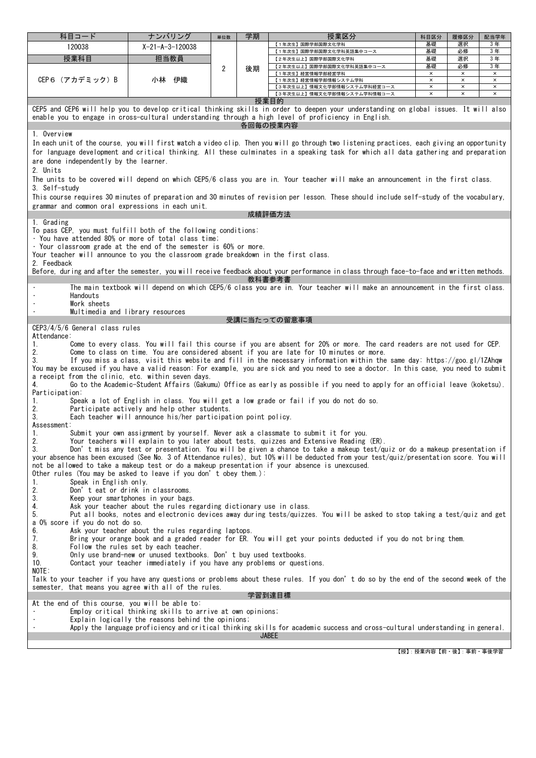| 科目コード | ナンバリング | 単位数 | 学期 | 授業区分 | 科目区分 | 履修区分 | 配当学年 |
|---|---|---|---|---|---|---|---|
| 120038 | X-21-A-3-120038 | 2 | 後期 | 【1年次生】国際学部国際文化学科 | 基礎 | 選択 | 3年 |
| | | | | 【1年次生】国際学部国際文化学科英語集中コース | 基礎 | 必修 | 3年 |
| 授業科目 | 担当教員 | | | 【2年次生以上】国際学部国際文化学科 | 基礎 | 選択 | 3年 |
| CEP６（アカデミック）B | 小林　伊織 | | | 【2年次生以上】国際学部国際文化学科英語集中コース | 基礎 | 必修 | 3年 |
| | | | | 【1年次生】経営情報学部経営学科 | × | × | × |
| | | | | 【1年次生】経営情報学部情報システム学科 | × | × | × |
| | | | | 【3年次生以上】情報文化学部情報システム学科経営コース | × | × | × |
| | | | | 【3年次生以上】情報文化学部情報システム学科情報コース | × | × | × |

## 授業目的

CEP5 and CEP6 will help you to develop critical thinking skills in order to deepen your understanding on global issues. It will also enable you to engage in cross-cultural understanding through a high level of proficiency in English.

## 各回毎の授業内容

1. Overview

In each unit of the course, you will first watch a video clip. Then you will go through two listening practices, each giving an opportunity for language development and critical thinking. All these culminates in a speaking task for which all data gathering and preparation are done independently by the learner.

2. Units

The units to be covered will depend on which CEP5/6 class you are in. Your teacher will make an announcement in the first class.

3. Self-study

This course requires 30 minutes of preparation and 30 minutes of revision per lesson. These should include self-study of the vocabulary, grammar and common oral expressions in each unit.

## 成績評価方法

1. Grading

To pass CEP, you must fulfill both of the following conditions:

- You have attended 80% or more of total class time;
- Your classroom grade at the end of the semester is 60% or more.

Your teacher will announce to you the classroom grade breakdown in the first class.

2. Feedback

Before, during and after the semester, you will receive feedback about your performance in class through face-to-face and written methods.

## 教科書参考書

- The main textbook will depend on which CEP5/6 class you are in. Your teacher will make an announcement in the first class.
- Handouts
- Work sheets
- Multimedia and library resources

## 受講に当たっての留意事項

CEP3/4/5/6 General class rules

Attendance:

1. Come to every class. You will fail this course if you are absent for 20% or more. The card readers are not used for CEP.
2. Come to class on time. You are considered absent if you are late for 10 minutes or more.
3. If you miss a class, visit this website and fill in the necessary information within the same day: https://goo.gl/1ZAhqw You may be excused if you have a valid reason: For example, you are sick and you need to see a doctor. In this case, you need to submit a receipt from the clinic, etc. within seven days.
4. Go to the Academic-Student Affairs (Gakumu) Office as early as possible if you need to apply for an official leave (koketsu).

Participation:

1. Speak a lot of English in class. You will get a low grade or fail if you do not do so.
2. Participate actively and help other students.
3. Each teacher will announce his/her participation point policy.

Assessment:

1. Submit your own assignment by yourself. Never ask a classmate to submit it for you.
2. Your teachers will explain to you later about tests, quizzes and Extensive Reading (ER).
3. Don't miss any test or presentation. You will be given a chance to take a makeup test/quiz or do a makeup presentation if your absence has been excused (See No. 3 of Attendance rules), but 10% will be deducted from your test/quiz/presentation score. You will not be allowed to take a makeup test or do a makeup presentation if your absence is unexcused.

Other rules (You may be asked to leave if you don't obey them.):

1. Speak in English only.
2. Don't eat or drink in classrooms.
3. Keep your smartphones in your bags.
4. Ask your teacher about the rules regarding dictionary use in class.
5. Put all books, notes and electronic devices away during tests/quizzes. You will be asked to stop taking a test/quiz and get a 0% score if you do not do so.
6. Ask your teacher about the rules regarding laptops.
7. Bring your orange book and a graded reader for ER. You will get your points deducted if you do not bring them.
8. Follow the rules set by each teacher.
9. Only use brand-new or unused textbooks. Don't buy used textbooks.
10. Contact your teacher immediately if you have any problems or questions.

NOTE:

Talk to your teacher if you have any questions or problems about these rules. If you don't do so by the end of the second week of the semester, that means you agree with all of the rules.

## 学習到達目標

At the end of this course, you will be able to:

- Employ critical thinking skills to arrive at own opinions;
- Explain logically the reasons behind the opinions;
- Apply the language proficiency and critical thinking skills for academic success and cross-cultural understanding in general.

## JABEE

【授】：授業内容【前・後】：事前・事後学習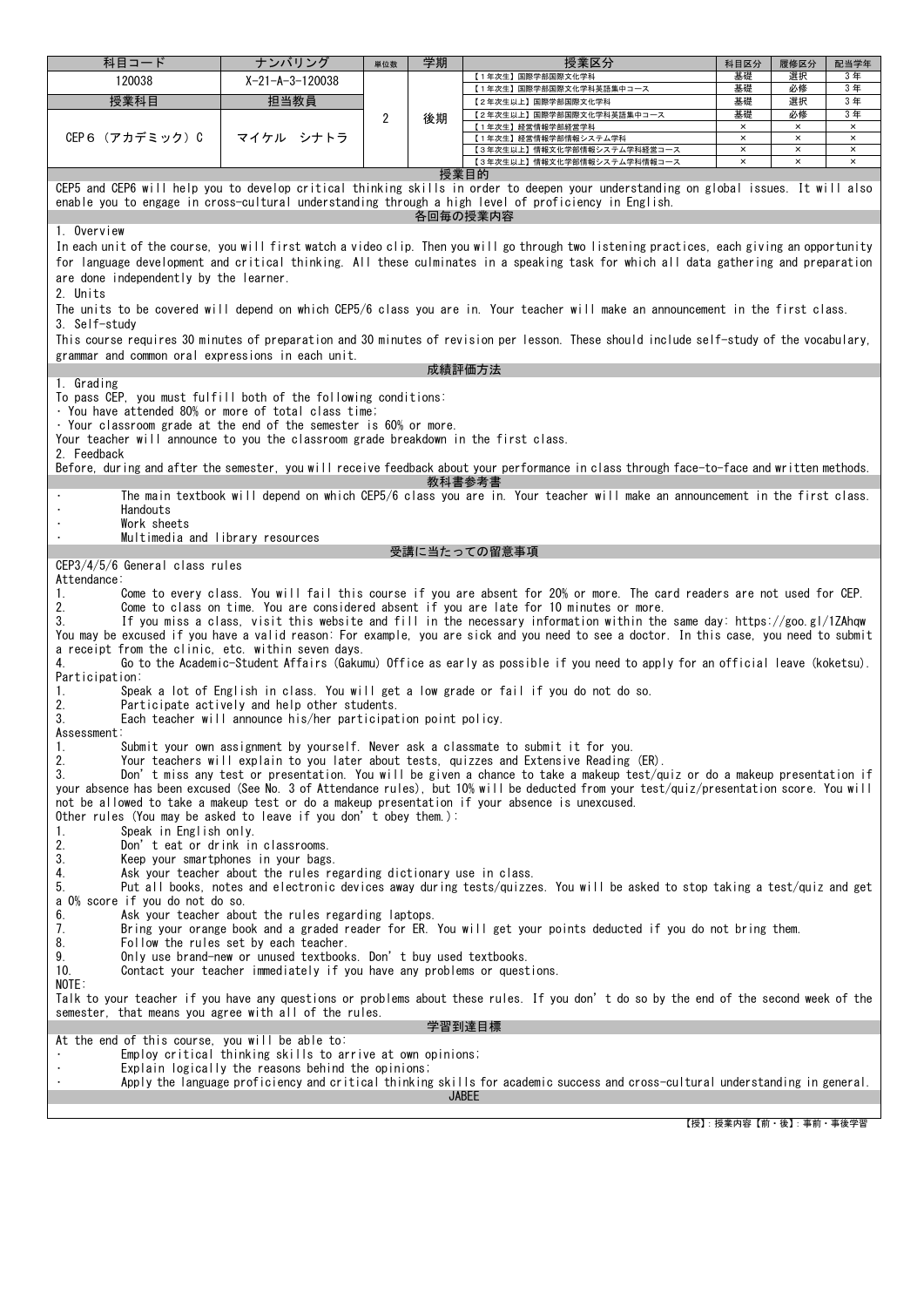| 科目コード | ナンバリング | 単位数 | 学期 | 授業区分 | 科目区分 | 履修区分 | 配当学年 |
|---|---|---|---|---|---|---|---|
| 120038 | X-21-A-3-120038 | 2 | 後期 | 【1年次生】国際学部国際文化学科 | 基礎 | 選択 | 3年 |
| | | | | 【1年次生】国際学部国際文化学科英語集中コース | 基礎 | 必修 | 3年 |
| **授業科目** | **担当教員** | | | 【2年次生以上】国際学部国際文化学科 | 基礎 | 選択 | 3年 |
| CEP６（アカデミック）C | マイケル　シナトラ | | | 【2年次生以上】国際学部国際文化学科英語集中コース | 基礎 | 必修 | 3年 |
| | | | | 【1年次生】経営情報学部経営学科 | × | × | × |
| | | | | 【1年次生】経営情報学部情報システム学科 | × | × | × |
| | | | | 【3年次生以上】情報文化学部情報システム学科経営コース | × | × | × |
| | | | | 【3年次生以上】情報文化学部情報システム学科情報コース | × | × | × |

## 授業目的

CEP5 and CEP6 will help you to develop critical thinking skills in order to deepen your understanding on global issues. It will also enable you to engage in cross-cultural understanding through a high level of proficiency in English.

## 各回毎の授業内容

1. Overview

In each unit of the course, you will first watch a video clip. Then you will go through two listening practices, each giving an opportunity for language development and critical thinking. All these culminates in a speaking task for which all data gathering and preparation are done independently by the learner.

2. Units

The units to be covered will depend on which CEP5/6 class you are in. Your teacher will make an announcement in the first class.

3. Self-study

This course requires 30 minutes of preparation and 30 minutes of revision per lesson. These should include self-study of the vocabulary, grammar and common oral expressions in each unit.

## 成績評価方法

1. Grading

To pass CEP, you must fulfill both of the following conditions:
- You have attended 80% or more of total class time;
- Your classroom grade at the end of the semester is 60% or more.

Your teacher will announce to you the classroom grade breakdown in the first class.

2. Feedback

Before, during and after the semester, you will receive feedback about your performance in class through face-to-face and written methods.

## 教科書参考書

- The main textbook will depend on which CEP5/6 class you are in. Your teacher will make an announcement in the first class.
- Handouts
- Work sheets
- Multimedia and library resources

## 受講に当たっての留意事項

CEP3/4/5/6 General class rules

Attendance:
1. Come to every class. You will fail this course if you are absent for 20% or more. The card readers are not used for CEP.
2. Come to class on time. You are considered absent if you are late for 10 minutes or more.
3. If you miss a class, visit this website and fill in the necessary information within the same day: https://goo.gl/1ZAhqw You may be excused if you have a valid reason: For example, you are sick and you need to see a doctor. In this case, you need to submit a receipt from the clinic, etc. within seven days.
4. Go to the Academic-Student Affairs (Gakumu) Office as early as possible if you need to apply for an official leave (koketsu).

Participation:
1. Speak a lot of English in class. You will get a low grade or fail if you do not do so.
2. Participate actively and help other students.
3. Each teacher will announce his/her participation point policy.

Assessment:
1. Submit your own assignment by yourself. Never ask a classmate to submit it for you.
2. Your teachers will explain to you later about tests, quizzes and Extensive Reading (ER).
3. Don't miss any test or presentation. You will be given a chance to take a makeup test/quiz or do a makeup presentation if your absence has been excused (See No. 3 of Attendance rules), but 10% will be deducted from your test/quiz/presentation score. You will not be allowed to take a makeup test or do a makeup presentation if your absence is unexcused.

Other rules (You may be asked to leave if you don't obey them.):
1. Speak in English only.
2. Don't eat or drink in classrooms.
3. Keep your smartphones in your bags.
4. Ask your teacher about the rules regarding dictionary use in class.
5. Put all books, notes and electronic devices away during tests/quizzes. You will be asked to stop taking a test/quiz and get a 0% score if you do not do so.
6. Ask your teacher about the rules regarding laptops.
7. Bring your orange book and a graded reader for ER. You will get your points deducted if you do not bring them.
8. Follow the rules set by each teacher.
9. Only use brand-new or unused textbooks. Don't buy used textbooks.
10. Contact your teacher immediately if you have any problems or questions.

NOTE:

Talk to your teacher if you have any questions or problems about these rules. If you don't do so by the end of the second week of the semester, that means you agree with all of the rules.

## 学習到達目標

At the end of this course, you will be able to:
- Employ critical thinking skills to arrive at own opinions;
- Explain logically the reasons behind the opinions;
- Apply the language proficiency and critical thinking skills for academic success and cross-cultural understanding in general.

## JABEE

【授】：授業内容【前・後】：事前・事後学習